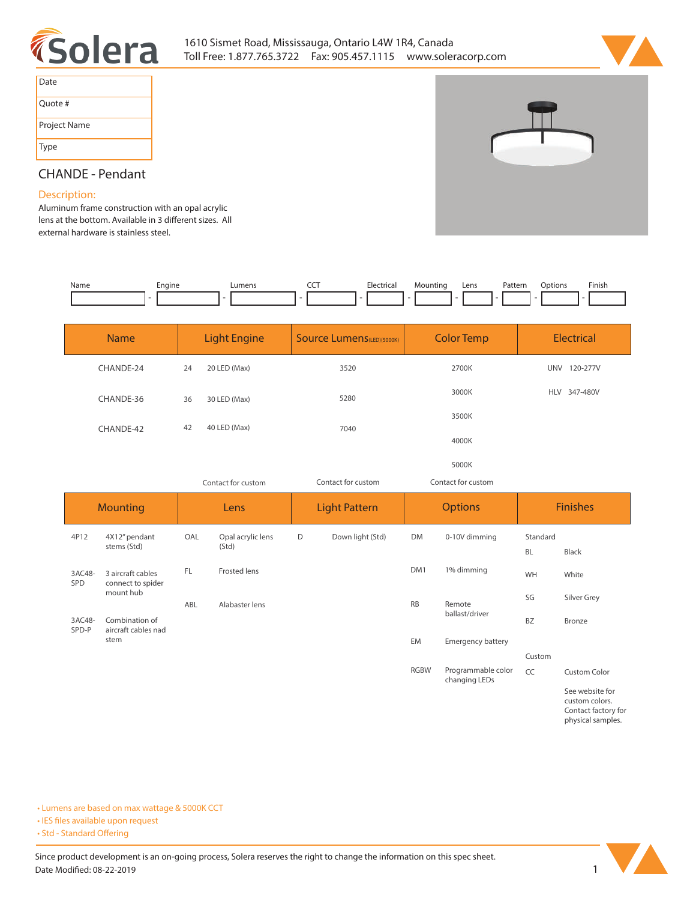Solera

1610 Sismet Road, Mississauga, Ontario L4W 1R4, Canada
Toll Free: 1.877.765.3722 Fax: 905.457.1115 www.soleracorp.com

| Date |
|---|
| Quote # |
| Project Name |
| Type |

# CHANDE - Pendant

## Description:

Aluminum frame construction with an opal acrylic lens at the bottom. Available in 3 different sizes. All external hardware is stainless steel.

| Name | Engine | Lumens | CCT | Electrical | Mounting | Lens | Pattern | Options | Finish |
|---|---|---|---|---|---|---|---|---|---|
| | - | - | - | - | - | - | - | - | |

| Name | Light Engine | | Source Lumens(LED)(5000K) | Color Temp | Electrical | |
|---|---|---|---|---|---|---|
| CHANDE-24 | 24 | 20 LED (Max) | 3520 | 2700K | UNV | 120-277V |
| CHANDE-36 | 36 | 30 LED (Max) | 5280 | 3000K | HLV | 347-480V |
| CHANDE-42 | 42 | 40 LED (Max) | 7040 | 3500K | | |
| | | | | 4000K | | |
| | | | | 5000K | | |
| | Contact for custom | | Contact for custom | Contact for custom | | |

| Mounting | | Lens | | Light Pattern | | Options | | Finishes | |
|---|---|---|---|---|---|---|---|---|---|
| 4P12 | 4X12" pendant stems (Std) | OAL | Opal acrylic lens (Std) | D | Down light (Std) | DM | 0-10V dimming | Standard | |
| | | | | | | | | BL | Black |
| 3AC48-SPD | 3 aircraft cables connect to spider mount hub | FL | Frosted lens | | | DM1 | 1% dimming | WH | White |
| | | ABL | Alabaster lens | | | RB | Remote ballast/driver | SG | Silver Grey |
| 3AC48-SPD-P | Combination of aircraft cables nad stem | | | | | | | BZ | Bronze |
| | | | | | | EM | Emergency battery | | |
| | | | | | | | | Custom | |
| | | | | | | RGBW | Programmable color changing LEDs | CC | Custom Color |
| | | | | | | | | | See website for custom colors. Contact factory for physical samples. |

- Lumens are based on max wattage & 5000K CCT
- IES files available upon request
- Std - Standard Offering

Since product development is an on-going process, Solera reserves the right to change the information on this spec sheet.
Date Modified: 08-22-2019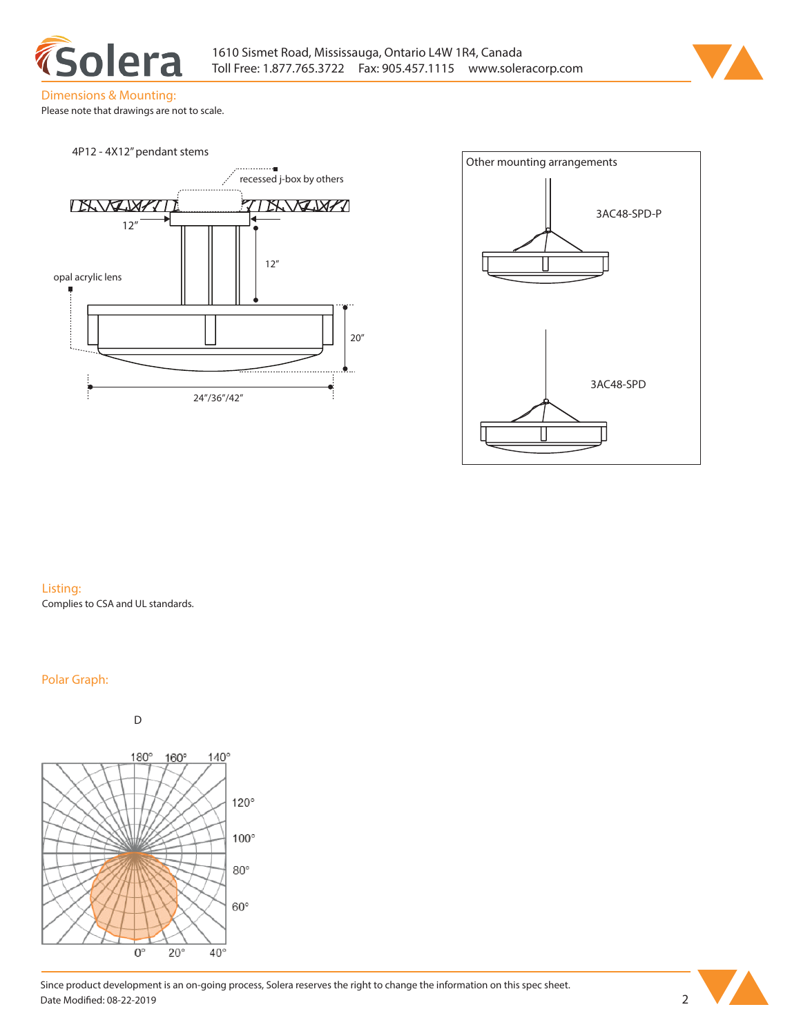## Dimensions & Mounting:

Please note that drawings are not to scale.

4P12 - 4X12" pendant stems

recessed j-box by others

12"

12"

opal acrylic lens

20"

24"/36"/42"

Other mounting arrangements

3AC48-SPD-P

3AC48-SPD

## Listing:

Complies to CSA and UL standards.

## Polar Graph:

D

180° 160° 140°

120°

100°

80°

60°

0° 20° 40°

Since product development is an on-going process, Solera reserves the right to change the information on this spec sheet.
Date Modified: 08-22-2019